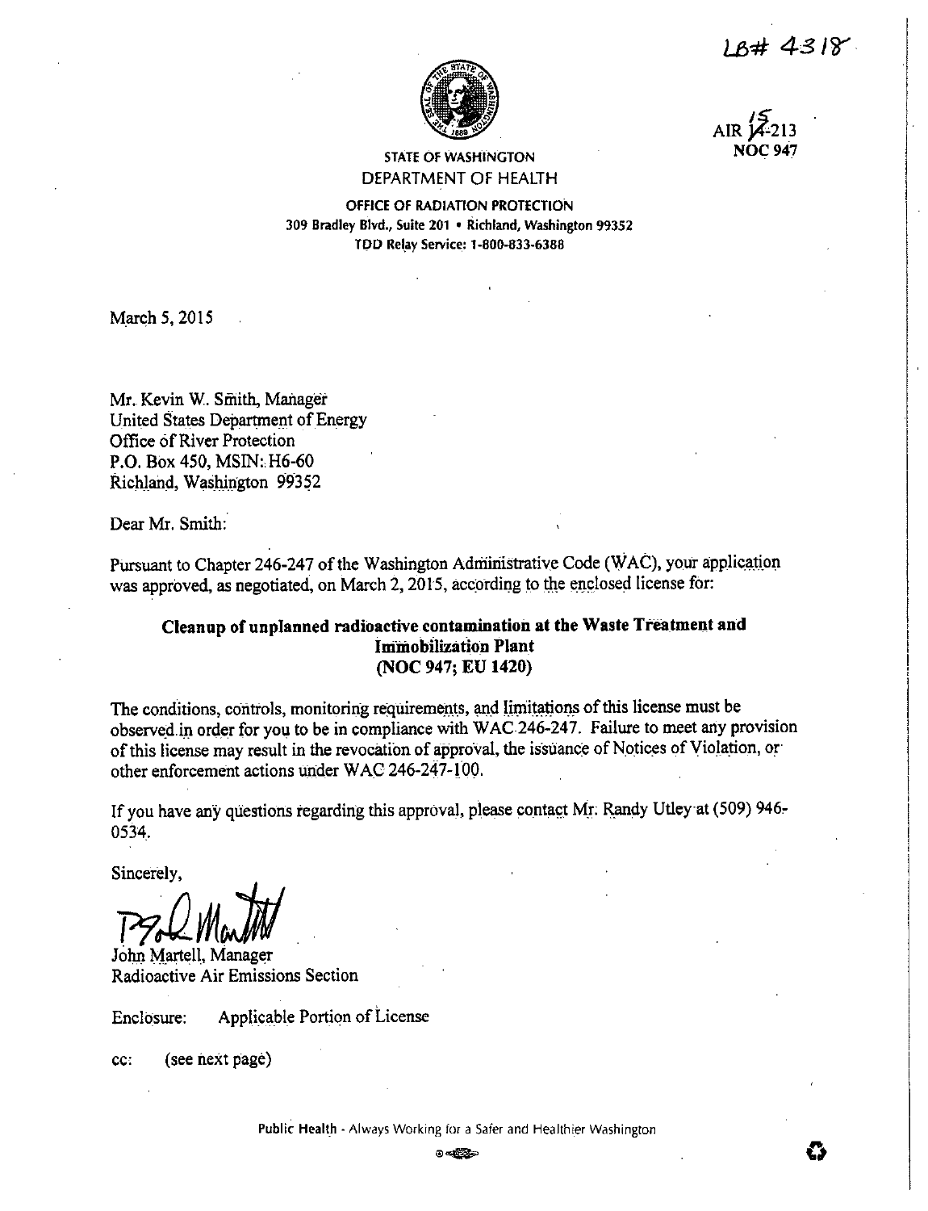LB# 4318

AIR 15-213
NOC 947

STATE OF WASHINGTON
DEPARTMENT OF HEALTH

OFFICE OF RADIATION PROTECTION
309 Bradley Blvd., Suite 201 • Richland, Washington 99352
TDD Relay Service: 1-800-833-6388

March 5, 2015

Mr. Kevin W. Smith, Manager
United States Department of Energy
Office of River Protection
P.O. Box 450, MSIN: H6-60
Richland, Washington 99352

Dear Mr. Smith:

Pursuant to Chapter 246-247 of the Washington Administrative Code (WAC), your application was approved, as negotiated, on March 2, 2015, according to the enclosed license for:

**Cleanup of unplanned radioactive contamination at the Waste Treatment and Immobilization Plant (NOC 947; EU 1420)**

The conditions, controls, monitoring requirements, and limitations of this license must be observed in order for you to be in compliance with WAC 246-247. Failure to meet any provision of this license may result in the revocation of approval, the issuance of Notices of Violation, or other enforcement actions under WAC 246-247-100.

If you have any questions regarding this approval, please contact Mr. Randy Utley at (509) 946-0534.

Sincerely,

John Martell, Manager
Radioactive Air Emissions Section

Enclosure: Applicable Portion of License

cc: (see next page)

Public Health - Always Working for a Safer and Healthier Washington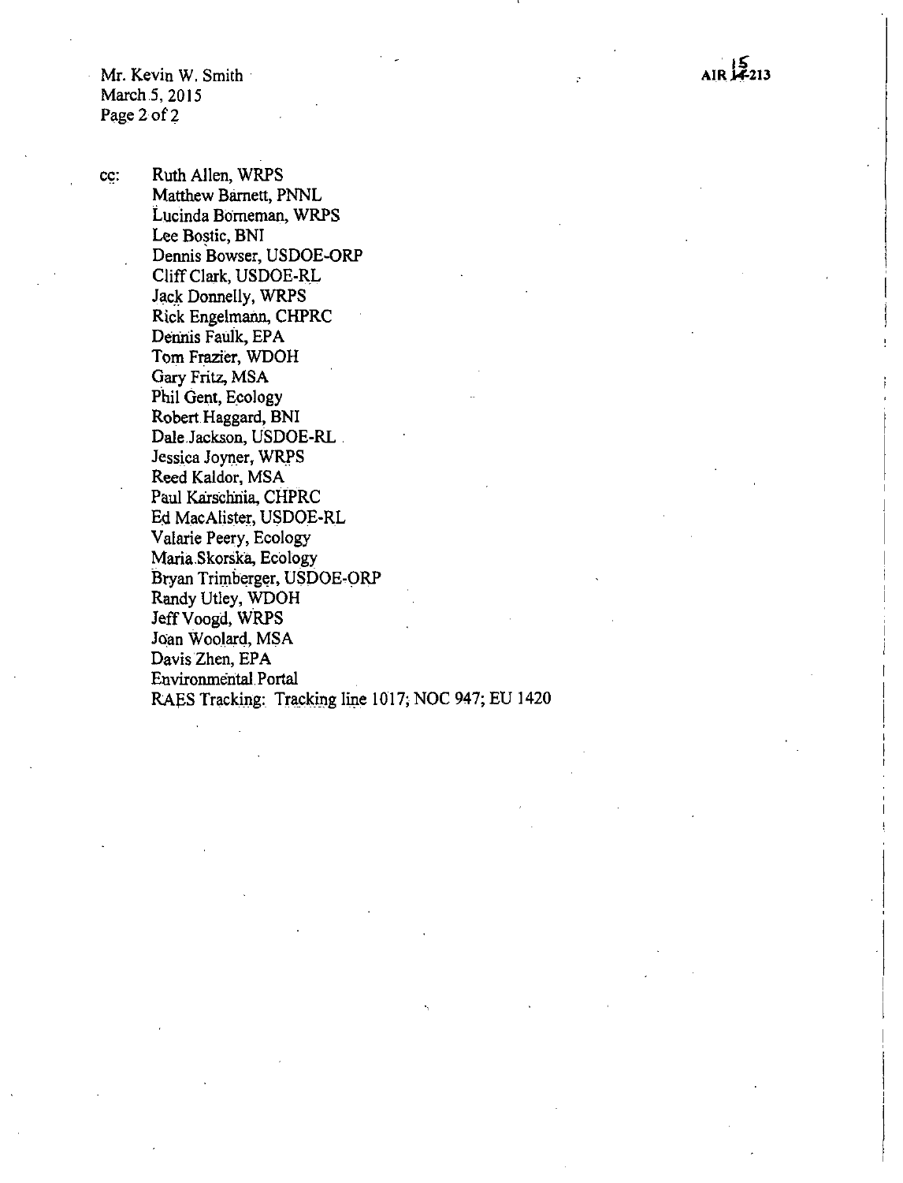cc: Ruth Allen, WRPS
Matthew Barnett, PNNL
Lucinda Borneman, WRPS
Lee Bostic, BNI
Dennis Bowser, USDOE-ORP
Cliff Clark, USDOE-RL
Jack Donnelly, WRPS
Rick Engelmann, CHPRC
Dennis Faulk, EPA
Tom Frazier, WDOH
Gary Fritz, MSA
Phil Gent, Ecology
Robert Haggard, BNI
Dale Jackson, USDOE-RL
Jessica Joyner, WRPS
Reed Kaldor, MSA
Paul Karschnia, CHPRC
Ed MacAlister, USDOE-RL
Valarie Peery, Ecology
Maria Skorska, Ecology
Bryan Trimberger, USDOE-ORP
Randy Utley, WDOH
Jeff Voogd, WRPS
Joan Woolard, MSA
Davis Zhen, EPA
Environmental Portal
RAES Tracking: Tracking line 1017; NOC 947; EU 1420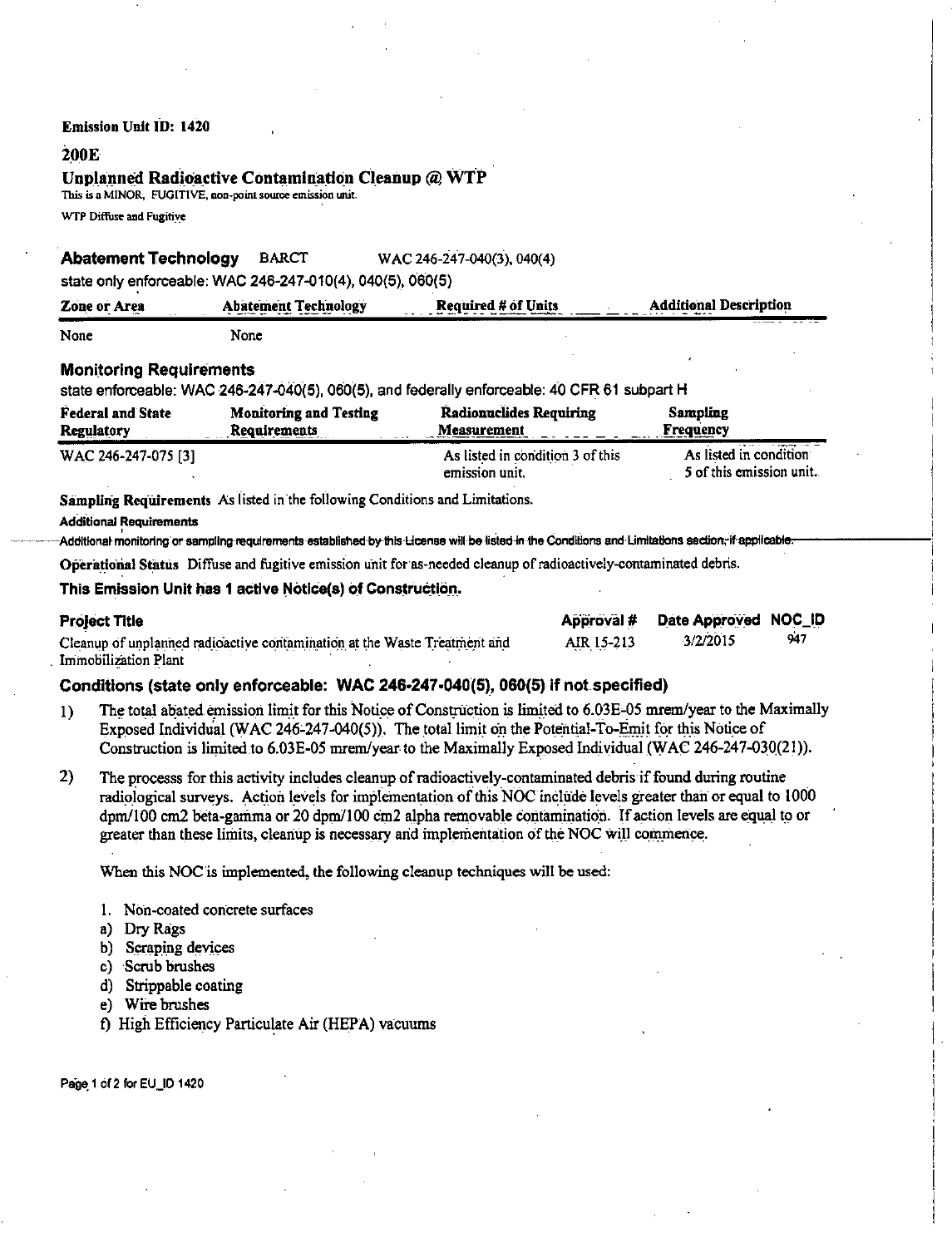**Emission Unit ID: 1420**

**200E**

## Unplanned Radioactive Contamination Cleanup @ WTP

This is a MINOR, FUGITIVE, non-point source emission unit.

WTP Diffuse and Fugitive

### Abatement Technology BARCT WAC 246-247-040(3), 040(4)

state only enforceable: WAC 246-247-010(4), 040(5), 060(5)

| Zone or Area | Abatement Technology | Required # of Units | Additional Description |
|---|---|---|---|
| None | None | | |

### Monitoring Requirements

state enforceable: WAC 246-247-040(5), 060(5), and federally enforceable: 40 CFR 61 subpart H

| Federal and State Regulatory | Monitoring and Testing Requirements | Radionuclides Requiring Measurement | Sampling Frequency |
|---|---|---|---|
| WAC 246-247-075 [3] | | As listed in condition 3 of this emission unit. | As listed in condition 5 of this emission unit. |

**Sampling Requirements** As listed in the following Conditions and Limitations.

**Additional Requirements**

Additional monitoring or sampling requirements established by this License will be listed in the Conditions and Limitations section, if applicable.

**Operational Status** Diffuse and fugitive emission unit for as-needed cleanup of radioactively-contaminated debris.

**This Emission Unit has 1 active Notice(s) of Construction.**

| Project Title | Approval # | Date Approved | NOC_ID |
|---|---|---|---|
| Cleanup of unplanned radioactive contamination at the Waste Treatment and Immobilization Plant | AIR 15-213 | 3/2/2015 | 947 |

### Conditions (state only enforceable: WAC 246-247-040(5), 060(5) if not specified)

1) The total abated emission limit for this Notice of Construction is limited to 6.03E-05 mrem/year to the Maximally Exposed Individual (WAC 246-247-040(5)). The total limit on the Potential-To-Emit for this Notice of Construction is limited to 6.03E-05 mrem/year to the Maximally Exposed Individual (WAC 246-247-030(21)).

2) The processs for this activity includes cleanup of radioactively-contaminated debris if found during routine radiological surveys. Action levels for implementation of this NOC include levels greater than or equal to 1000 dpm/100 cm2 beta-gamma or 20 dpm/100 cm2 alpha removable contamination. If action levels are equal to or greater than these limits, cleanup is necessary and implementation of the NOC will commence.

   When this NOC is implemented, the following cleanup techniques will be used:

   1. Non-coated concrete surfaces
   a) Dry Rags
   b) Scraping devices
   c) Scrub brushes
   d) Strippable coating
   e) Wire brushes
   f) High Efficiency Particulate Air (HEPA) vacuums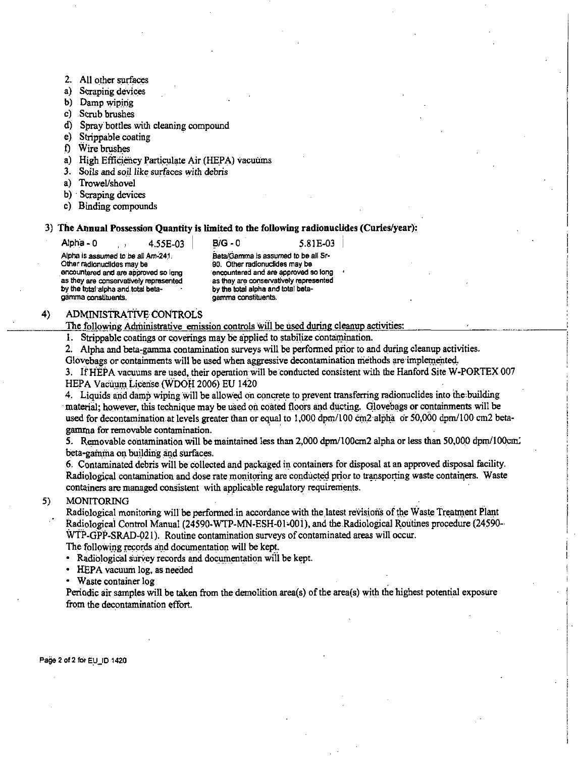2. All other surfaces
a) Scraping devices
b) Damp wiping
c) Scrub brushes
d) Spray bottles with cleaning compound
e) Strippable coating
f) Wire brushes
a) High Efficiency Particulate Air (HEPA) vacuums
3. *Soils and soil like surfaces with debris*
a) Trowel/shovel
b) Scraping devices
c) Binding compounds

**3) The Annual Possession Quantity is limited to the following radionuclides (Curies/year):**

| | | | |
|---|---|---|---|
| Alpha - 0 | 4.55E-03 | B/G - 0 | 5.81E-03 |
| Alpha is assumed to be all Am-241. Other radionuclides may be encountered and are approved so long as they are conservatively represented by the total alpha and total beta-gamma constituents. | | Beta/Gamma is assumed to be all Sr-90. Other radionuclides may be encountered and are approved so long as they are conservatively represented by the total alpha and total beta-gamma constituents. | |

4) ADMINISTRATIVE CONTROLS

The following Administrative emission controls will be used during cleanup activities:

1. Strippable coatings or coverings may be applied to stabilize contamination.
2. Alpha and beta-gamma contamination surveys will be performed prior to and during cleanup activities. Glovebags or containments will be used when aggressive decontamination methods are implemented.
3. If HEPA vacuums are used, their operation will be conducted consistent with the Hanford Site W-PORTEX 007 HEPA Vacuum License (WDOH 2006) EU 1420
4. Liquids and damp wiping will be allowed on concrete to prevent transferring radionuclides into the building material; however, this technique may be used on coated floors and ducting. Glovebags or containments will be used for decontamination at levels greater than or equal to 1,000 dpm/100 cm2 alpha or 50,000 dpm/100 cm2 beta-gamma for removable contamination.
5. Removable contamination will be maintained less than 2,000 dpm/100cm2 alpha or less than 50,000 dpm/100cm2 beta-gamma on building and surfaces.
6. Contaminated debris will be collected and packaged in containers for disposal at an approved disposal facility. Radiological contamination and dose rate monitoring are conducted prior to transporting waste containers. Waste containers are managed consistent with applicable regulatory requirements.

5) MONITORING

Radiological monitoring will be performed in accordance with the latest revisions of the Waste Treatment Plant Radiological Control Manual (24590-WTP-MN-ESH-01-001), and the Radiological Routines procedure (24590-WTP-GPP-SRAD-021). Routine contamination surveys of contaminated areas will occur.

The following records and documentation will be kept.

- Radiological survey records and documentation will be kept.
- HEPA vacuum log, as needed
- Waste container log

Periodic air samples will be taken from the demolition area(s) of the area(s) with the highest potential exposure from the decontamination effort.